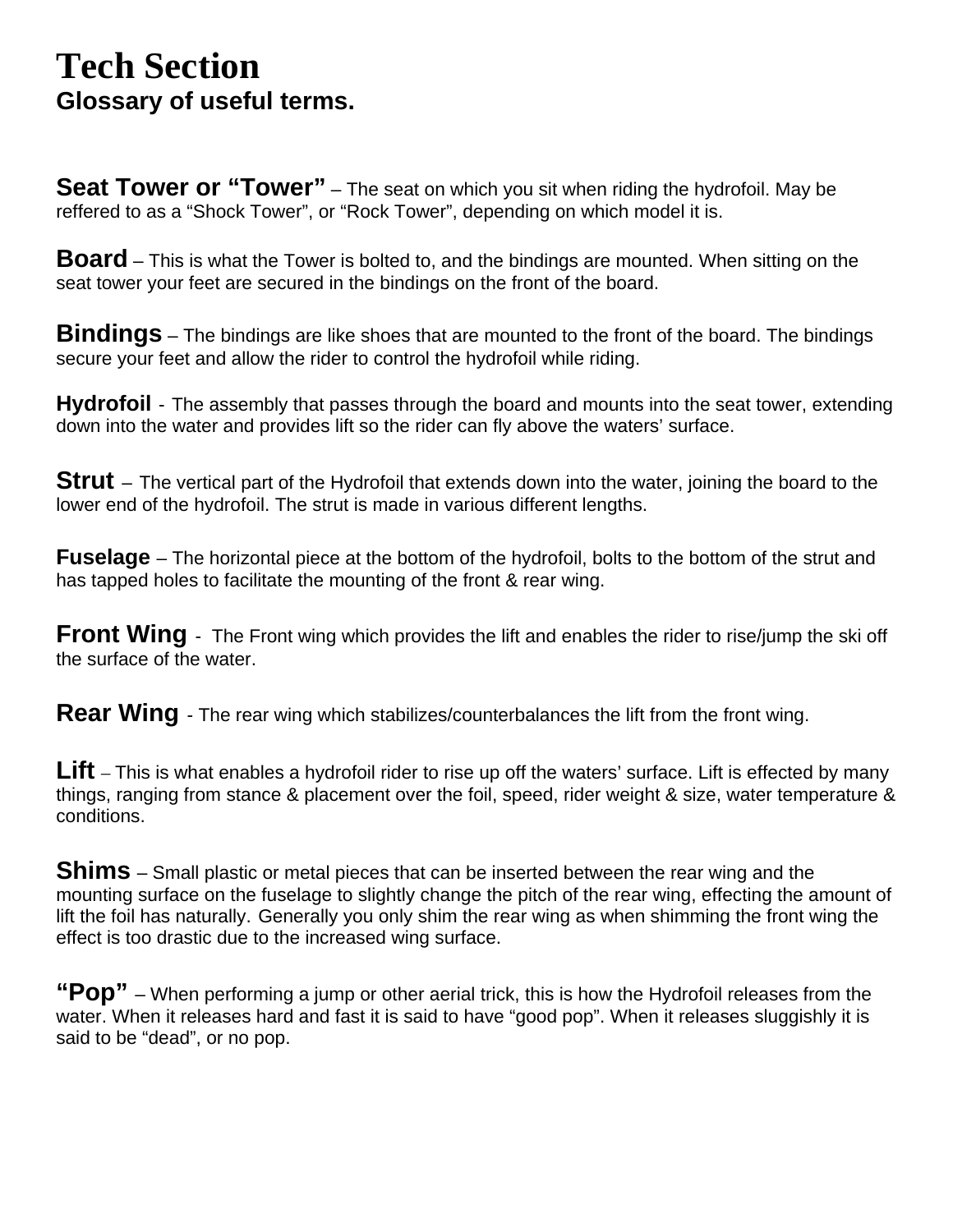# Tech Section

**Glossary of useful terms.**

**Seat Tower or "Tower"** – The seat on which you sit when riding the hydrofoil. May be reffered to as a "Shock Tower", or "Rock Tower", depending on which model it is.

**Board** – This is what the Tower is bolted to, and the bindings are mounted. When sitting on the seat tower your feet are secured in the bindings on the front of the board.

**Bindings** – The bindings are like shoes that are mounted to the front of the board. The bindings secure your feet and allow the rider to control the hydrofoil while riding.

**Hydrofoil** - The assembly that passes through the board and mounts into the seat tower, extending down into the water and provides lift so the rider can fly above the waters' surface.

**Strut** – The vertical part of the Hydrofoil that extends down into the water, joining the board to the lower end of the hydrofoil. The strut is made in various different lengths.

**Fuselage** – The horizontal piece at the bottom of the hydrofoil, bolts to the bottom of the strut and has tapped holes to facilitate the mounting of the front & rear wing.

**Front Wing** - The Front wing which provides the lift and enables the rider to rise/jump the ski off the surface of the water.

**Rear Wing** - The rear wing which stabilizes/counterbalances the lift from the front wing.

**Lift** – This is what enables a hydrofoil rider to rise up off the waters' surface. Lift is effected by many things, ranging from stance & placement over the foil, speed, rider weight & size, water temperature & conditions.

**Shims** – Small plastic or metal pieces that can be inserted between the rear wing and the mounting surface on the fuselage to slightly change the pitch of the rear wing, effecting the amount of lift the foil has naturally. Generally you only shim the rear wing as when shimming the front wing the effect is too drastic due to the increased wing surface.

**"Pop"** – When performing a jump or other aerial trick, this is how the Hydrofoil releases from the water. When it releases hard and fast it is said to have "good pop". When it releases sluggishly it is said to be "dead", or no pop.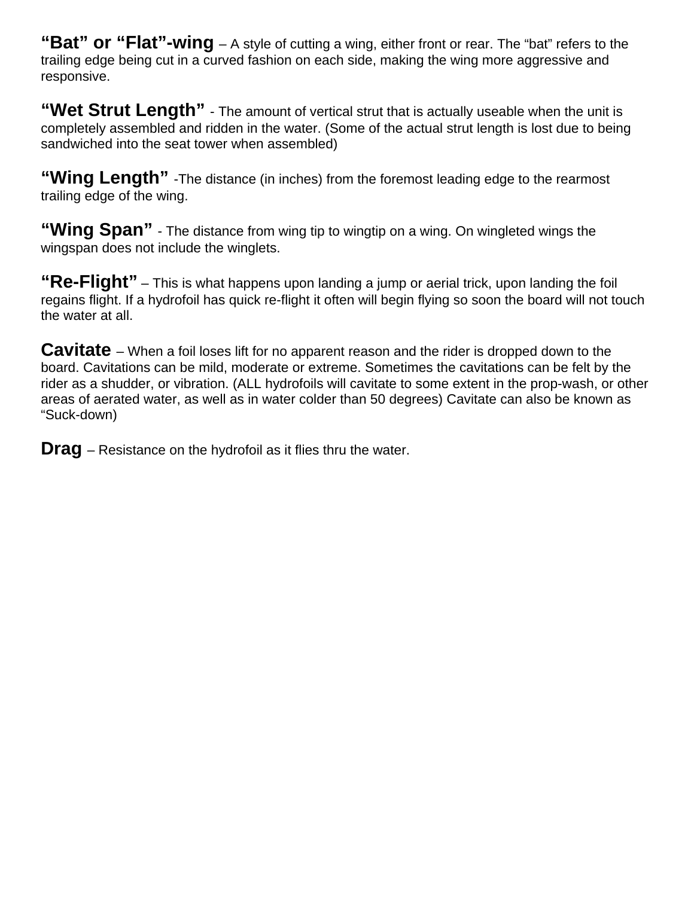**“Bat” or “Flat”-wing** – A style of cutting a wing, either front or rear. The “bat” refers to the trailing edge being cut in a curved fashion on each side, making the wing more aggressive and responsive.

**“Wet Strut Length”** - The amount of vertical strut that is actually useable when the unit is completely assembled and ridden in the water. (Some of the actual strut length is lost due to being sandwiched into the seat tower when assembled)

**“Wing Length”** -The distance (in inches) from the foremost leading edge to the rearmost trailing edge of the wing.

**“Wing Span”** - The distance from wing tip to wingtip on a wing. On wingleted wings the wingspan does not include the winglets.

**“Re-Flight”** – This is what happens upon landing a jump or aerial trick, upon landing the foil regains flight. If a hydrofoil has quick re-flight it often will begin flying so soon the board will not touch the water at all.

**Cavitate** – When a foil loses lift for no apparent reason and the rider is dropped down to the board. Cavitations can be mild, moderate or extreme. Sometimes the cavitations can be felt by the rider as a shudder, or vibration. (ALL hydrofoils will cavitate to some extent in the prop-wash, or other areas of aerated water, as well as in water colder than 50 degrees) Cavitate can also be known as “Suck-down)

**Drag** – Resistance on the hydrofoil as it flies thru the water.